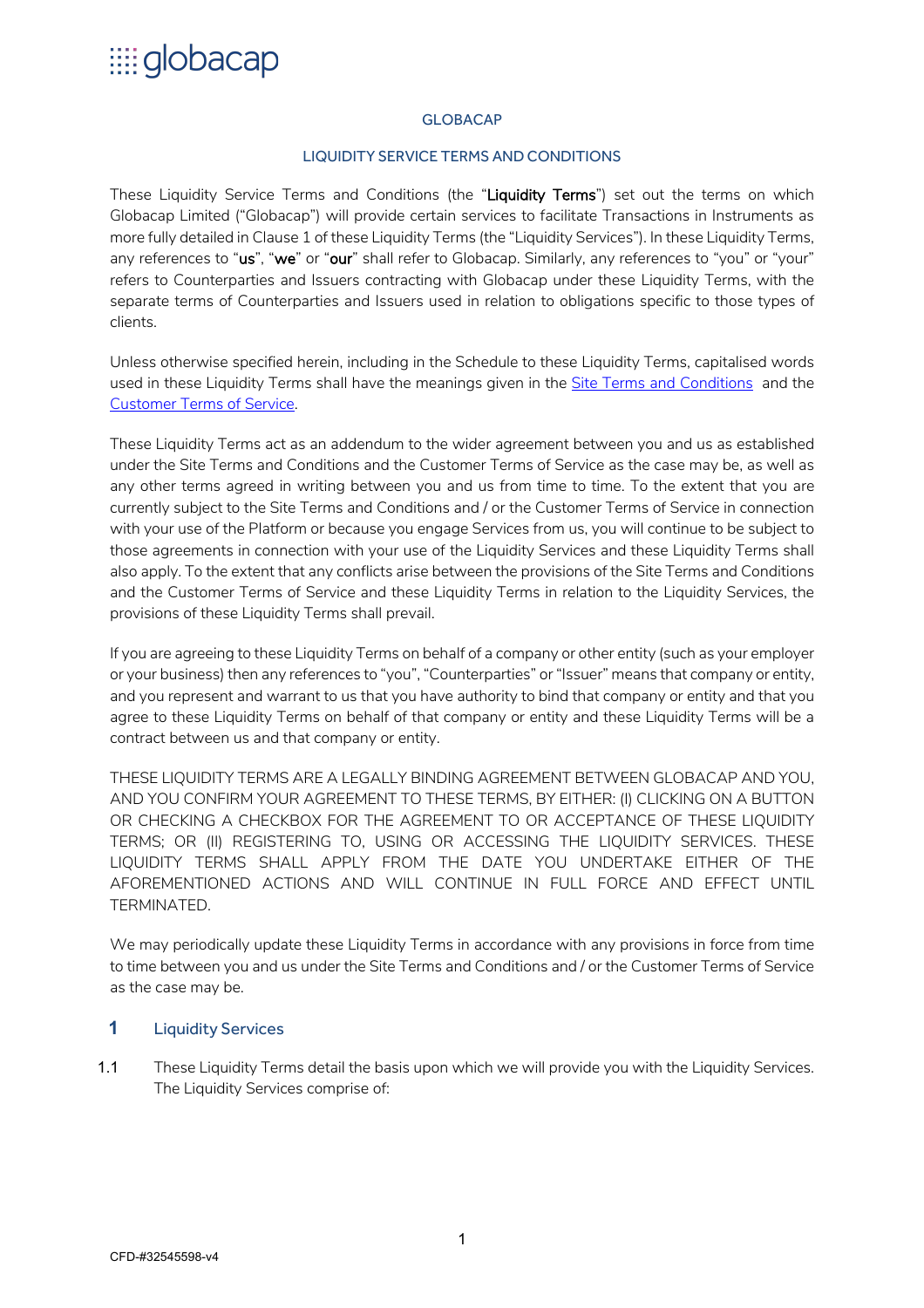globacap

GLOBACAP

LIQUIDITY SERVICE TERMS AND CONDITIONS

These Liquidity Service Terms and Conditions (the "**Liquidity Terms**") set out the terms on which Globacap Limited ("Globacap") will provide certain services to facilitate Transactions in Instruments as more fully detailed in Clause 1 of these Liquidity Terms (the "Liquidity Services"). In these Liquidity Terms, any references to "**us**", "**we**" or "**our**" shall refer to Globacap. Similarly, any references to "you" or "your" refers to Counterparties and Issuers contracting with Globacap under these Liquidity Terms, with the separate terms of Counterparties and Issuers used in relation to obligations specific to those types of clients.

Unless otherwise specified herein, including in the Schedule to these Liquidity Terms, capitalised words used in these Liquidity Terms shall have the meanings given in the Site Terms and Conditions and the Customer Terms of Service.

These Liquidity Terms act as an addendum to the wider agreement between you and us as established under the Site Terms and Conditions and the Customer Terms of Service as the case may be, as well as any other terms agreed in writing between you and us from time to time. To the extent that you are currently subject to the Site Terms and Conditions and / or the Customer Terms of Service in connection with your use of the Platform or because you engage Services from us, you will continue to be subject to those agreements in connection with your use of the Liquidity Services and these Liquidity Terms shall also apply. To the extent that any conflicts arise between the provisions of the Site Terms and Conditions and the Customer Terms of Service and these Liquidity Terms in relation to the Liquidity Services, the provisions of these Liquidity Terms shall prevail.

If you are agreeing to these Liquidity Terms on behalf of a company or other entity (such as your employer or your business) then any references to "you", "Counterparties" or "Issuer" means that company or entity, and you represent and warrant to us that you have authority to bind that company or entity and that you agree to these Liquidity Terms on behalf of that company or entity and these Liquidity Terms will be a contract between us and that company or entity.

THESE LIQUIDITY TERMS ARE A LEGALLY BINDING AGREEMENT BETWEEN GLOBACAP AND YOU, AND YOU CONFIRM YOUR AGREEMENT TO THESE TERMS, BY EITHER: (I) CLICKING ON A BUTTON OR CHECKING A CHECKBOX FOR THE AGREEMENT TO OR ACCEPTANCE OF THESE LIQUIDITY TERMS; OR (II) REGISTERING TO, USING OR ACCESSING THE LIQUIDITY SERVICES. THESE LIQUIDITY TERMS SHALL APPLY FROM THE DATE YOU UNDERTAKE EITHER OF THE AFOREMENTIONED ACTIONS AND WILL CONTINUE IN FULL FORCE AND EFFECT UNTIL TERMINATED.

We may periodically update these Liquidity Terms in accordance with any provisions in force from time to time between you and us under the Site Terms and Conditions and / or the Customer Terms of Service as the case may be.

## 1 Liquidity Services

1.1 These Liquidity Terms detail the basis upon which we will provide you with the Liquidity Services. The Liquidity Services comprise of: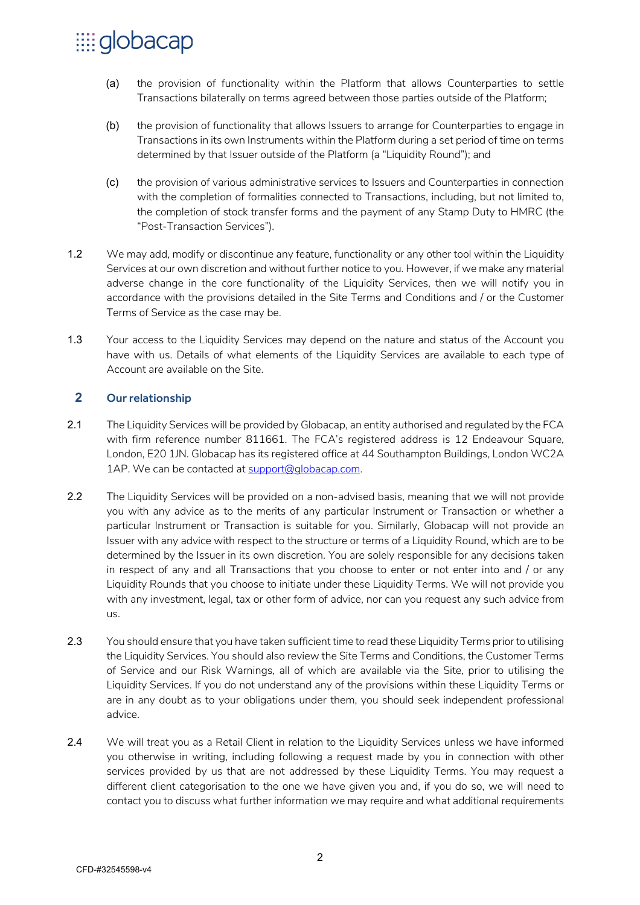(a) the provision of functionality within the Platform that allows Counterparties to settle Transactions bilaterally on terms agreed between those parties outside of the Platform;

(b) the provision of functionality that allows Issuers to arrange for Counterparties to engage in Transactions in its own Instruments within the Platform during a set period of time on terms determined by that Issuer outside of the Platform (a "Liquidity Round"); and

(c) the provision of various administrative services to Issuers and Counterparties in connection with the completion of formalities connected to Transactions, including, but not limited to, the completion of stock transfer forms and the payment of any Stamp Duty to HMRC (the "Post-Transaction Services").

1.2 We may add, modify or discontinue any feature, functionality or any other tool within the Liquidity Services at our own discretion and without further notice to you. However, if we make any material adverse change in the core functionality of the Liquidity Services, then we will notify you in accordance with the provisions detailed in the Site Terms and Conditions and / or the Customer Terms of Service as the case may be.

1.3 Your access to the Liquidity Services may depend on the nature and status of the Account you have with us. Details of what elements of the Liquidity Services are available to each type of Account are available on the Site.

## 2 Our relationship

2.1 The Liquidity Services will be provided by Globacap, an entity authorised and regulated by the FCA with firm reference number 811661. The FCA's registered address is 12 Endeavour Square, London, E20 1JN. Globacap has its registered office at 44 Southampton Buildings, London WC2A 1AP. We can be contacted at support@globacap.com.

2.2 The Liquidity Services will be provided on a non-advised basis, meaning that we will not provide you with any advice as to the merits of any particular Instrument or Transaction or whether a particular Instrument or Transaction is suitable for you. Similarly, Globacap will not provide an Issuer with any advice with respect to the structure or terms of a Liquidity Round, which are to be determined by the Issuer in its own discretion. You are solely responsible for any decisions taken in respect of any and all Transactions that you choose to enter or not enter into and / or any Liquidity Rounds that you choose to initiate under these Liquidity Terms. We will not provide you with any investment, legal, tax or other form of advice, nor can you request any such advice from us.

2.3 You should ensure that you have taken sufficient time to read these Liquidity Terms prior to utilising the Liquidity Services. You should also review the Site Terms and Conditions, the Customer Terms of Service and our Risk Warnings, all of which are available via the Site, prior to utilising the Liquidity Services. If you do not understand any of the provisions within these Liquidity Terms or are in any doubt as to your obligations under them, you should seek independent professional advice.

2.4 We will treat you as a Retail Client in relation to the Liquidity Services unless we have informed you otherwise in writing, including following a request made by you in connection with other services provided by us that are not addressed by these Liquidity Terms. You may request a different client categorisation to the one we have given you and, if you do so, we will need to contact you to discuss what further information we may require and what additional requirements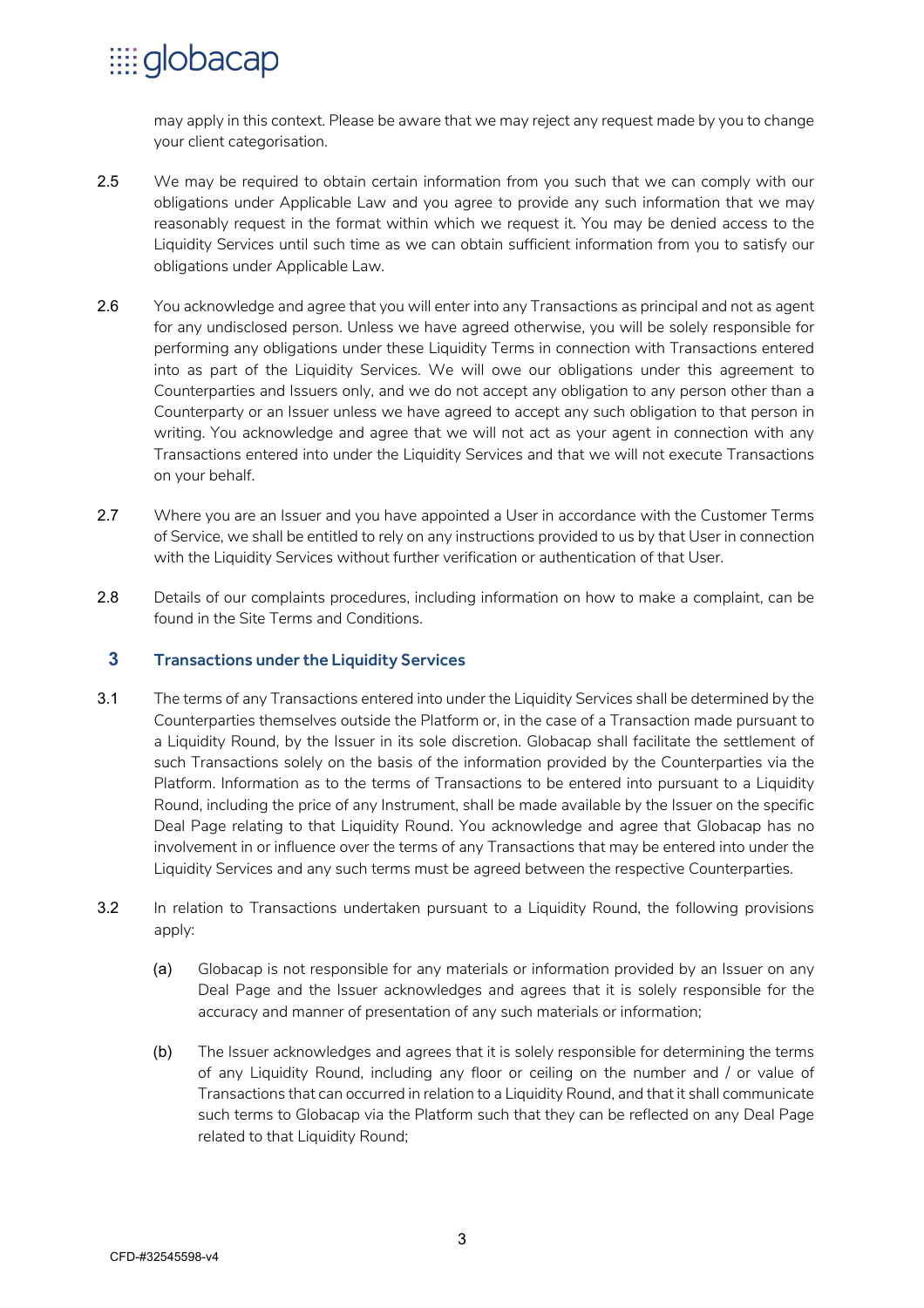may apply in this context. Please be aware that we may reject any request made by you to change your client categorisation.

2.5 We may be required to obtain certain information from you such that we can comply with our obligations under Applicable Law and you agree to provide any such information that we may reasonably request in the format within which we request it. You may be denied access to the Liquidity Services until such time as we can obtain sufficient information from you to satisfy our obligations under Applicable Law.

2.6 You acknowledge and agree that you will enter into any Transactions as principal and not as agent for any undisclosed person. Unless we have agreed otherwise, you will be solely responsible for performing any obligations under these Liquidity Terms in connection with Transactions entered into as part of the Liquidity Services. We will owe our obligations under this agreement to Counterparties and Issuers only, and we do not accept any obligation to any person other than a Counterparty or an Issuer unless we have agreed to accept any such obligation to that person in writing. You acknowledge and agree that we will not act as your agent in connection with any Transactions entered into under the Liquidity Services and that we will not execute Transactions on your behalf.

2.7 Where you are an Issuer and you have appointed a User in accordance with the Customer Terms of Service, we shall be entitled to rely on any instructions provided to us by that User in connection with the Liquidity Services without further verification or authentication of that User.

2.8 Details of our complaints procedures, including information on how to make a complaint, can be found in the Site Terms and Conditions.

## 3 Transactions under the Liquidity Services

3.1 The terms of any Transactions entered into under the Liquidity Services shall be determined by the Counterparties themselves outside the Platform or, in the case of a Transaction made pursuant to a Liquidity Round, by the Issuer in its sole discretion. Globacap shall facilitate the settlement of such Transactions solely on the basis of the information provided by the Counterparties via the Platform. Information as to the terms of Transactions to be entered into pursuant to a Liquidity Round, including the price of any Instrument, shall be made available by the Issuer on the specific Deal Page relating to that Liquidity Round. You acknowledge and agree that Globacap has no involvement in or influence over the terms of any Transactions that may be entered into under the Liquidity Services and any such terms must be agreed between the respective Counterparties.

3.2 In relation to Transactions undertaken pursuant to a Liquidity Round, the following provisions apply:

(a) Globacap is not responsible for any materials or information provided by an Issuer on any Deal Page and the Issuer acknowledges and agrees that it is solely responsible for the accuracy and manner of presentation of any such materials or information;

(b) The Issuer acknowledges and agrees that it is solely responsible for determining the terms of any Liquidity Round, including any floor or ceiling on the number and / or value of Transactions that can occurred in relation to a Liquidity Round, and that it shall communicate such terms to Globacap via the Platform such that they can be reflected on any Deal Page related to that Liquidity Round;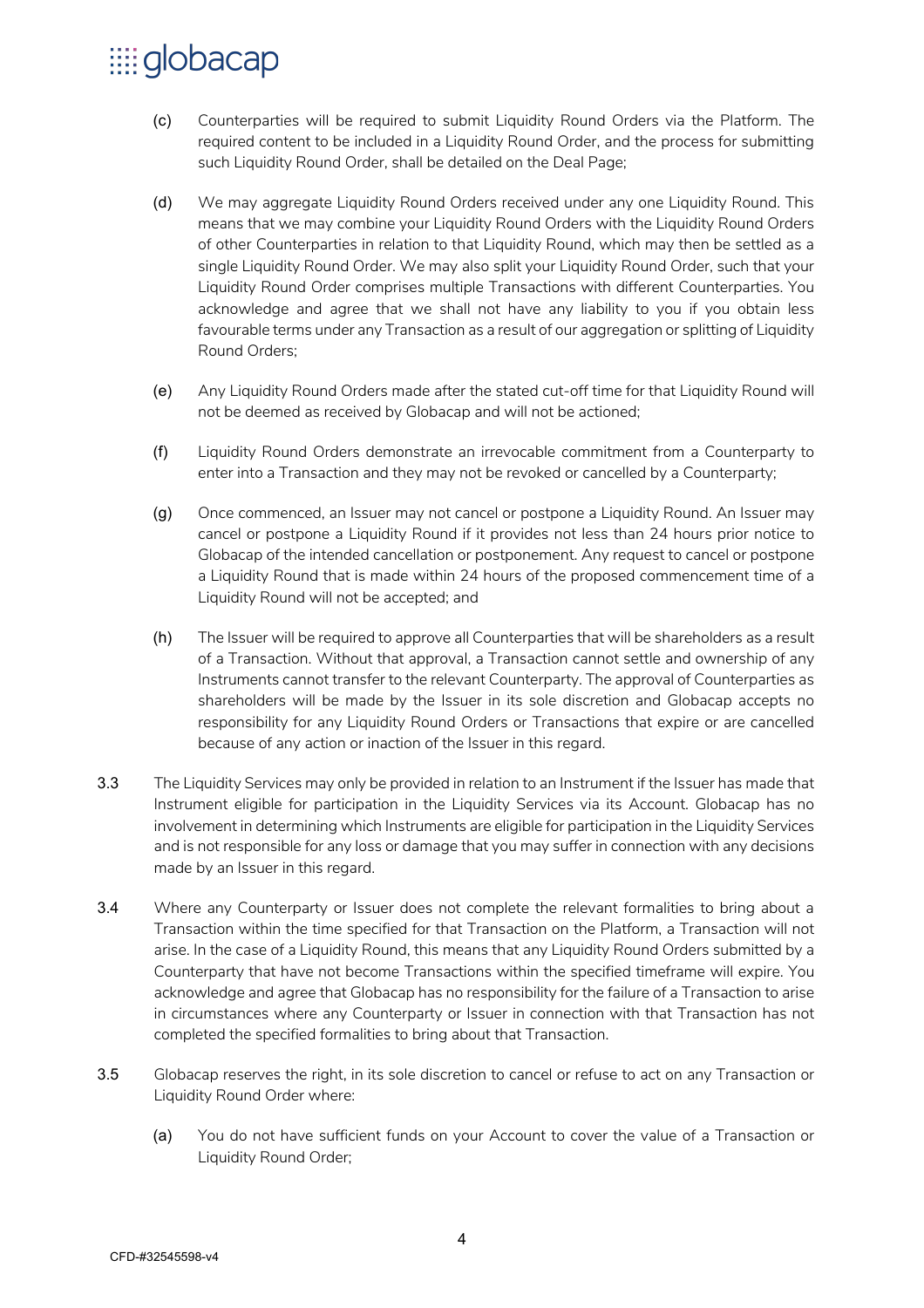(c) Counterparties will be required to submit Liquidity Round Orders via the Platform. The required content to be included in a Liquidity Round Order, and the process for submitting such Liquidity Round Order, shall be detailed on the Deal Page;

(d) We may aggregate Liquidity Round Orders received under any one Liquidity Round. This means that we may combine your Liquidity Round Orders with the Liquidity Round Orders of other Counterparties in relation to that Liquidity Round, which may then be settled as a single Liquidity Round Order. We may also split your Liquidity Round Order, such that your Liquidity Round Order comprises multiple Transactions with different Counterparties. You acknowledge and agree that we shall not have any liability to you if you obtain less favourable terms under any Transaction as a result of our aggregation or splitting of Liquidity Round Orders;

(e) Any Liquidity Round Orders made after the stated cut-off time for that Liquidity Round will not be deemed as received by Globacap and will not be actioned;

(f) Liquidity Round Orders demonstrate an irrevocable commitment from a Counterparty to enter into a Transaction and they may not be revoked or cancelled by a Counterparty;

(g) Once commenced, an Issuer may not cancel or postpone a Liquidity Round. An Issuer may cancel or postpone a Liquidity Round if it provides not less than 24 hours prior notice to Globacap of the intended cancellation or postponement. Any request to cancel or postpone a Liquidity Round that is made within 24 hours of the proposed commencement time of a Liquidity Round will not be accepted; and

(h) The Issuer will be required to approve all Counterparties that will be shareholders as a result of a Transaction. Without that approval, a Transaction cannot settle and ownership of any Instruments cannot transfer to the relevant Counterparty. The approval of Counterparties as shareholders will be made by the Issuer in its sole discretion and Globacap accepts no responsibility for any Liquidity Round Orders or Transactions that expire or are cancelled because of any action or inaction of the Issuer in this regard.

3.3 The Liquidity Services may only be provided in relation to an Instrument if the Issuer has made that Instrument eligible for participation in the Liquidity Services via its Account. Globacap has no involvement in determining which Instruments are eligible for participation in the Liquidity Services and is not responsible for any loss or damage that you may suffer in connection with any decisions made by an Issuer in this regard.

3.4 Where any Counterparty or Issuer does not complete the relevant formalities to bring about a Transaction within the time specified for that Transaction on the Platform, a Transaction will not arise. In the case of a Liquidity Round, this means that any Liquidity Round Orders submitted by a Counterparty that have not become Transactions within the specified timeframe will expire. You acknowledge and agree that Globacap has no responsibility for the failure of a Transaction to arise in circumstances where any Counterparty or Issuer in connection with that Transaction has not completed the specified formalities to bring about that Transaction.

3.5 Globacap reserves the right, in its sole discretion to cancel or refuse to act on any Transaction or Liquidity Round Order where:

(a) You do not have sufficient funds on your Account to cover the value of a Transaction or Liquidity Round Order;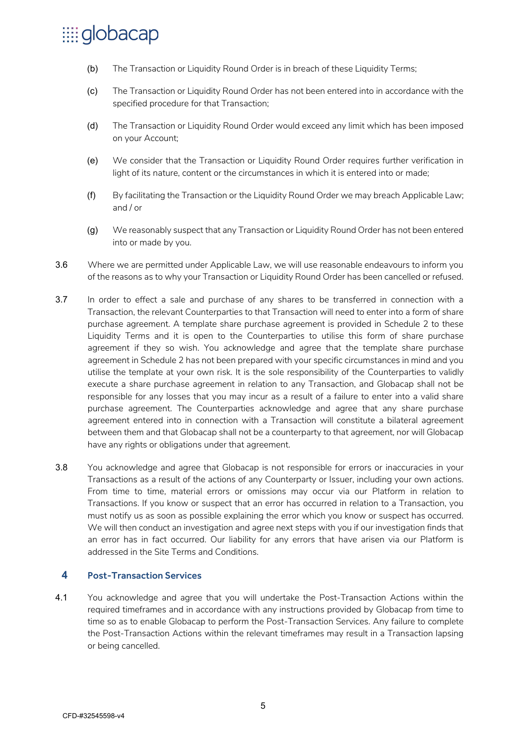(b) The Transaction or Liquidity Round Order is in breach of these Liquidity Terms;

(c) The Transaction or Liquidity Round Order has not been entered into in accordance with the specified procedure for that Transaction;

(d) The Transaction or Liquidity Round Order would exceed any limit which has been imposed on your Account;

(e) We consider that the Transaction or Liquidity Round Order requires further verification in light of its nature, content or the circumstances in which it is entered into or made;

(f) By facilitating the Transaction or the Liquidity Round Order we may breach Applicable Law; and / or

(g) We reasonably suspect that any Transaction or Liquidity Round Order has not been entered into or made by you.

3.6 Where we are permitted under Applicable Law, we will use reasonable endeavours to inform you of the reasons as to why your Transaction or Liquidity Round Order has been cancelled or refused.

3.7 In order to effect a sale and purchase of any shares to be transferred in connection with a Transaction, the relevant Counterparties to that Transaction will need to enter into a form of share purchase agreement. A template share purchase agreement is provided in Schedule 2 to these Liquidity Terms and it is open to the Counterparties to utilise this form of share purchase agreement if they so wish. You acknowledge and agree that the template share purchase agreement in Schedule 2 has not been prepared with your specific circumstances in mind and you utilise the template at your own risk. It is the sole responsibility of the Counterparties to validly execute a share purchase agreement in relation to any Transaction, and Globacap shall not be responsible for any losses that you may incur as a result of a failure to enter into a valid share purchase agreement. The Counterparties acknowledge and agree that any share purchase agreement entered into in connection with a Transaction will constitute a bilateral agreement between them and that Globacap shall not be a counterparty to that agreement, nor will Globacap have any rights or obligations under that agreement.

3.8 You acknowledge and agree that Globacap is not responsible for errors or inaccuracies in your Transactions as a result of the actions of any Counterparty or Issuer, including your own actions. From time to time, material errors or omissions may occur via our Platform in relation to Transactions. If you know or suspect that an error has occurred in relation to a Transaction, you must notify us as soon as possible explaining the error which you know or suspect has occurred. We will then conduct an investigation and agree next steps with you if our investigation finds that an error has in fact occurred. Our liability for any errors that have arisen via our Platform is addressed in the Site Terms and Conditions.

## 4 Post-Transaction Services

4.1 You acknowledge and agree that you will undertake the Post-Transaction Actions within the required timeframes and in accordance with any instructions provided by Globacap from time to time so as to enable Globacap to perform the Post-Transaction Services. Any failure to complete the Post-Transaction Actions within the relevant timeframes may result in a Transaction lapsing or being cancelled.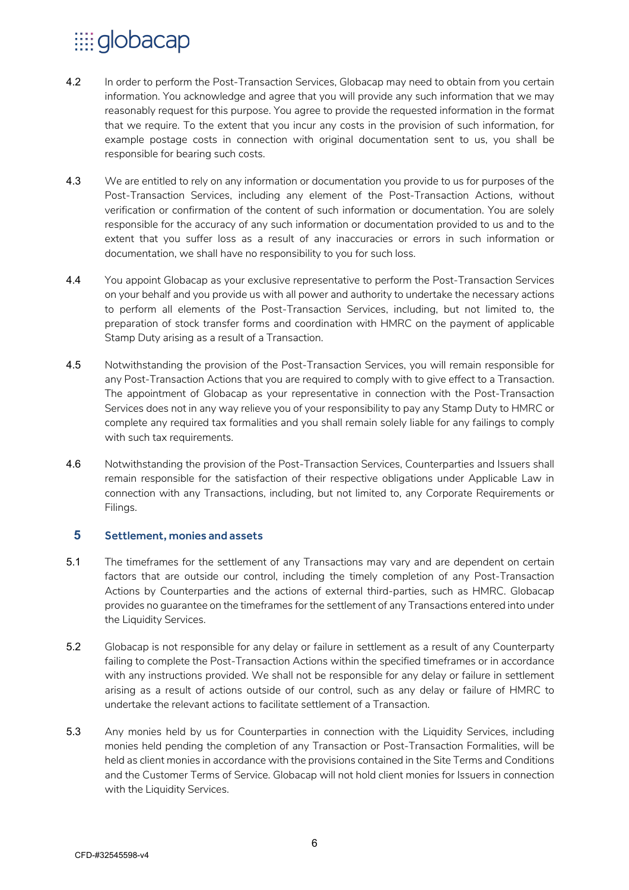4.2 In order to perform the Post-Transaction Services, Globacap may need to obtain from you certain information. You acknowledge and agree that you will provide any such information that we may reasonably request for this purpose. You agree to provide the requested information in the format that we require. To the extent that you incur any costs in the provision of such information, for example postage costs in connection with original documentation sent to us, you shall be responsible for bearing such costs.

4.3 We are entitled to rely on any information or documentation you provide to us for purposes of the Post-Transaction Services, including any element of the Post-Transaction Actions, without verification or confirmation of the content of such information or documentation. You are solely responsible for the accuracy of any such information or documentation provided to us and to the extent that you suffer loss as a result of any inaccuracies or errors in such information or documentation, we shall have no responsibility to you for such loss.

4.4 You appoint Globacap as your exclusive representative to perform the Post-Transaction Services on your behalf and you provide us with all power and authority to undertake the necessary actions to perform all elements of the Post-Transaction Services, including, but not limited to, the preparation of stock transfer forms and coordination with HMRC on the payment of applicable Stamp Duty arising as a result of a Transaction.

4.5 Notwithstanding the provision of the Post-Transaction Services, you will remain responsible for any Post-Transaction Actions that you are required to comply with to give effect to a Transaction. The appointment of Globacap as your representative in connection with the Post-Transaction Services does not in any way relieve you of your responsibility to pay any Stamp Duty to HMRC or complete any required tax formalities and you shall remain solely liable for any failings to comply with such tax requirements.

4.6 Notwithstanding the provision of the Post-Transaction Services, Counterparties and Issuers shall remain responsible for the satisfaction of their respective obligations under Applicable Law in connection with any Transactions, including, but not limited to, any Corporate Requirements or Filings.

## 5 Settlement, monies and assets

5.1 The timeframes for the settlement of any Transactions may vary and are dependent on certain factors that are outside our control, including the timely completion of any Post-Transaction Actions by Counterparties and the actions of external third-parties, such as HMRC. Globacap provides no guarantee on the timeframes for the settlement of any Transactions entered into under the Liquidity Services.

5.2 Globacap is not responsible for any delay or failure in settlement as a result of any Counterparty failing to complete the Post-Transaction Actions within the specified timeframes or in accordance with any instructions provided. We shall not be responsible for any delay or failure in settlement arising as a result of actions outside of our control, such as any delay or failure of HMRC to undertake the relevant actions to facilitate settlement of a Transaction.

5.3 Any monies held by us for Counterparties in connection with the Liquidity Services, including monies held pending the completion of any Transaction or Post-Transaction Formalities, will be held as client monies in accordance with the provisions contained in the Site Terms and Conditions and the Customer Terms of Service. Globacap will not hold client monies for Issuers in connection with the Liquidity Services.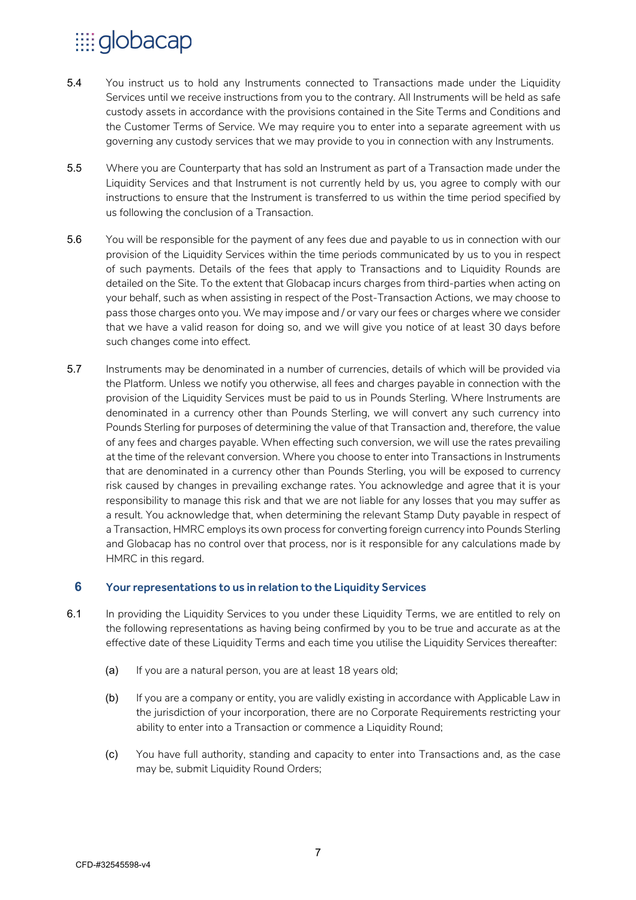5.4 You instruct us to hold any Instruments connected to Transactions made under the Liquidity Services until we receive instructions from you to the contrary. All Instruments will be held as safe custody assets in accordance with the provisions contained in the Site Terms and Conditions and the Customer Terms of Service. We may require you to enter into a separate agreement with us governing any custody services that we may provide to you in connection with any Instruments.

5.5 Where you are Counterparty that has sold an Instrument as part of a Transaction made under the Liquidity Services and that Instrument is not currently held by us, you agree to comply with our instructions to ensure that the Instrument is transferred to us within the time period specified by us following the conclusion of a Transaction.

5.6 You will be responsible for the payment of any fees due and payable to us in connection with our provision of the Liquidity Services within the time periods communicated by us to you in respect of such payments. Details of the fees that apply to Transactions and to Liquidity Rounds are detailed on the Site. To the extent that Globacap incurs charges from third-parties when acting on your behalf, such as when assisting in respect of the Post-Transaction Actions, we may choose to pass those charges onto you. We may impose and / or vary our fees or charges where we consider that we have a valid reason for doing so, and we will give you notice of at least 30 days before such changes come into effect.

5.7 Instruments may be denominated in a number of currencies, details of which will be provided via the Platform. Unless we notify you otherwise, all fees and charges payable in connection with the provision of the Liquidity Services must be paid to us in Pounds Sterling. Where Instruments are denominated in a currency other than Pounds Sterling, we will convert any such currency into Pounds Sterling for purposes of determining the value of that Transaction and, therefore, the value of any fees and charges payable. When effecting such conversion, we will use the rates prevailing at the time of the relevant conversion. Where you choose to enter into Transactions in Instruments that are denominated in a currency other than Pounds Sterling, you will be exposed to currency risk caused by changes in prevailing exchange rates. You acknowledge and agree that it is your responsibility to manage this risk and that we are not liable for any losses that you may suffer as a result. You acknowledge that, when determining the relevant Stamp Duty payable in respect of a Transaction, HMRC employs its own process for converting foreign currency into Pounds Sterling and Globacap has no control over that process, nor is it responsible for any calculations made by HMRC in this regard.

## 6 Your representations to us in relation to the Liquidity Services

6.1 In providing the Liquidity Services to you under these Liquidity Terms, we are entitled to rely on the following representations as having being confirmed by you to be true and accurate as at the effective date of these Liquidity Terms and each time you utilise the Liquidity Services thereafter:

(a) If you are a natural person, you are at least 18 years old;

(b) If you are a company or entity, you are validly existing in accordance with Applicable Law in the jurisdiction of your incorporation, there are no Corporate Requirements restricting your ability to enter into a Transaction or commence a Liquidity Round;

(c) You have full authority, standing and capacity to enter into Transactions and, as the case may be, submit Liquidity Round Orders;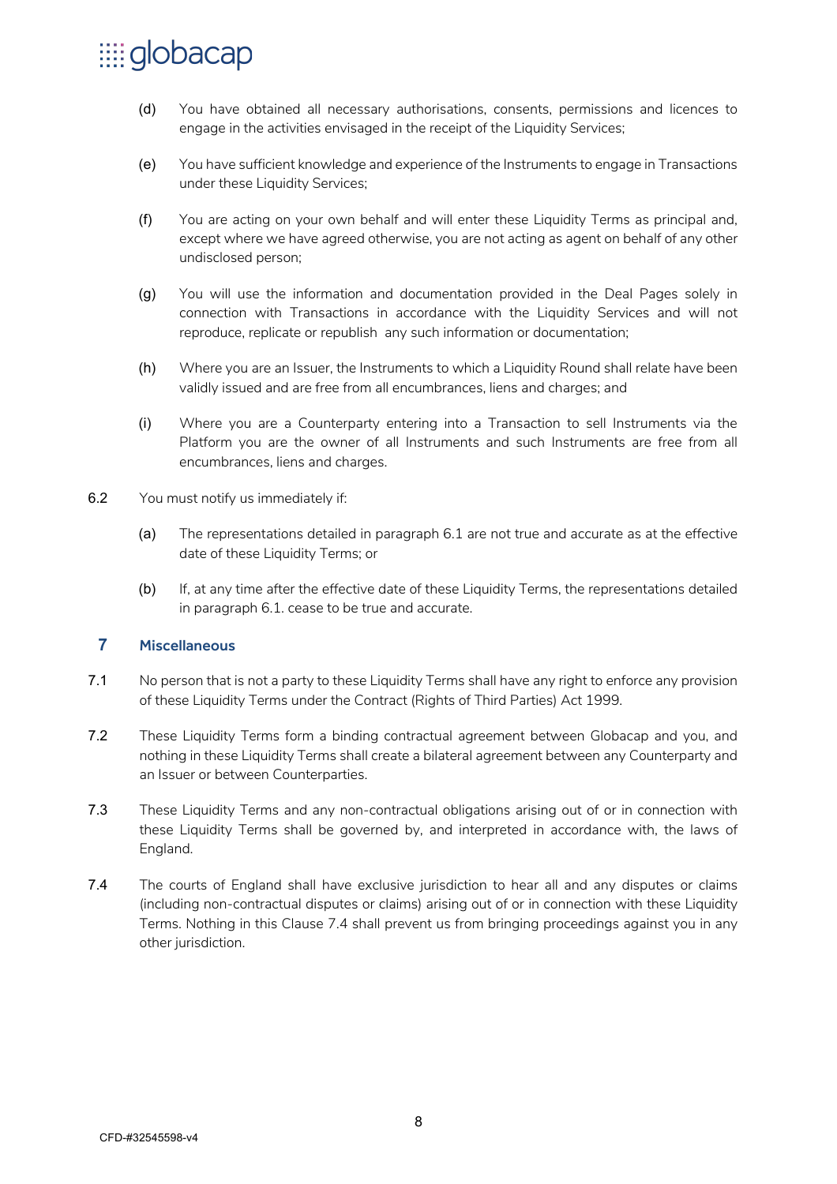(d) You have obtained all necessary authorisations, consents, permissions and licences to engage in the activities envisaged in the receipt of the Liquidity Services;

(e) You have sufficient knowledge and experience of the Instruments to engage in Transactions under these Liquidity Services;

(f) You are acting on your own behalf and will enter these Liquidity Terms as principal and, except where we have agreed otherwise, you are not acting as agent on behalf of any other undisclosed person;

(g) You will use the information and documentation provided in the Deal Pages solely in connection with Transactions in accordance with the Liquidity Services and will not reproduce, replicate or republish any such information or documentation;

(h) Where you are an Issuer, the Instruments to which a Liquidity Round shall relate have been validly issued and are free from all encumbrances, liens and charges; and

(i) Where you are a Counterparty entering into a Transaction to sell Instruments via the Platform you are the owner of all Instruments and such Instruments are free from all encumbrances, liens and charges.

6.2 You must notify us immediately if:

(a) The representations detailed in paragraph 6.1 are not true and accurate as at the effective date of these Liquidity Terms; or

(b) If, at any time after the effective date of these Liquidity Terms, the representations detailed in paragraph 6.1. cease to be true and accurate.

## 7 Miscellaneous

7.1 No person that is not a party to these Liquidity Terms shall have any right to enforce any provision of these Liquidity Terms under the Contract (Rights of Third Parties) Act 1999.

7.2 These Liquidity Terms form a binding contractual agreement between Globacap and you, and nothing in these Liquidity Terms shall create a bilateral agreement between any Counterparty and an Issuer or between Counterparties.

7.3 These Liquidity Terms and any non-contractual obligations arising out of or in connection with these Liquidity Terms shall be governed by, and interpreted in accordance with, the laws of England.

7.4 The courts of England shall have exclusive jurisdiction to hear all and any disputes or claims (including non-contractual disputes or claims) arising out of or in connection with these Liquidity Terms. Nothing in this Clause 7.4 shall prevent us from bringing proceedings against you in any other jurisdiction.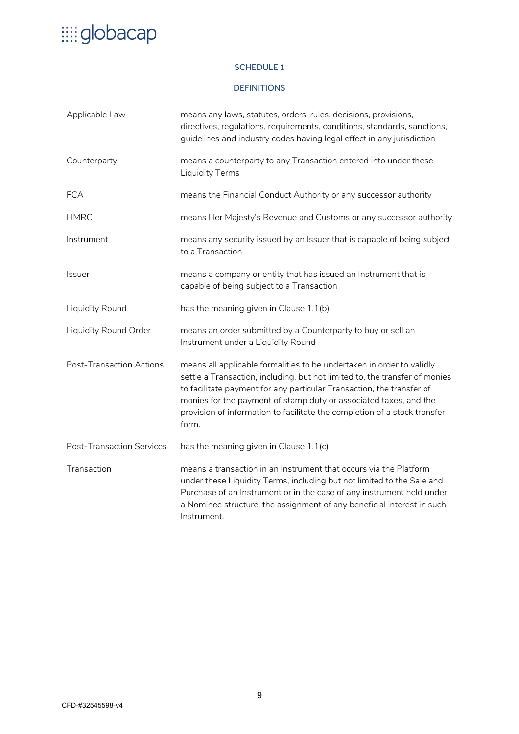## SCHEDULE 1

## DEFINITIONS

| | |
|---|---|
| Applicable Law | means any laws, statutes, orders, rules, decisions, provisions, directives, regulations, requirements, conditions, standards, sanctions, guidelines and industry codes having legal effect in any jurisdiction |
| Counterparty | means a counterparty to any Transaction entered into under these Liquidity Terms |
| FCA | means the Financial Conduct Authority or any successor authority |
| HMRC | means Her Majesty's Revenue and Customs or any successor authority |
| Instrument | means any security issued by an Issuer that is capable of being subject to a Transaction |
| Issuer | means a company or entity that has issued an Instrument that is capable of being subject to a Transaction |
| Liquidity Round | has the meaning given in Clause 1.1(b) |
| Liquidity Round Order | means an order submitted by a Counterparty to buy or sell an Instrument under a Liquidity Round |
| Post-Transaction Actions | means all applicable formalities to be undertaken in order to validly settle a Transaction, including, but not limited to, the transfer of monies to facilitate payment for any particular Transaction, the transfer of monies for the payment of stamp duty or associated taxes, and the provision of information to facilitate the completion of a stock transfer form. |
| Post-Transaction Services | has the meaning given in Clause 1.1(c) |
| Transaction | means a transaction in an Instrument that occurs via the Platform under these Liquidity Terms, including but not limited to the Sale and Purchase of an Instrument or in the case of any instrument held under a Nominee structure, the assignment of any beneficial interest in such Instrument. |

CFD-#32545598-v4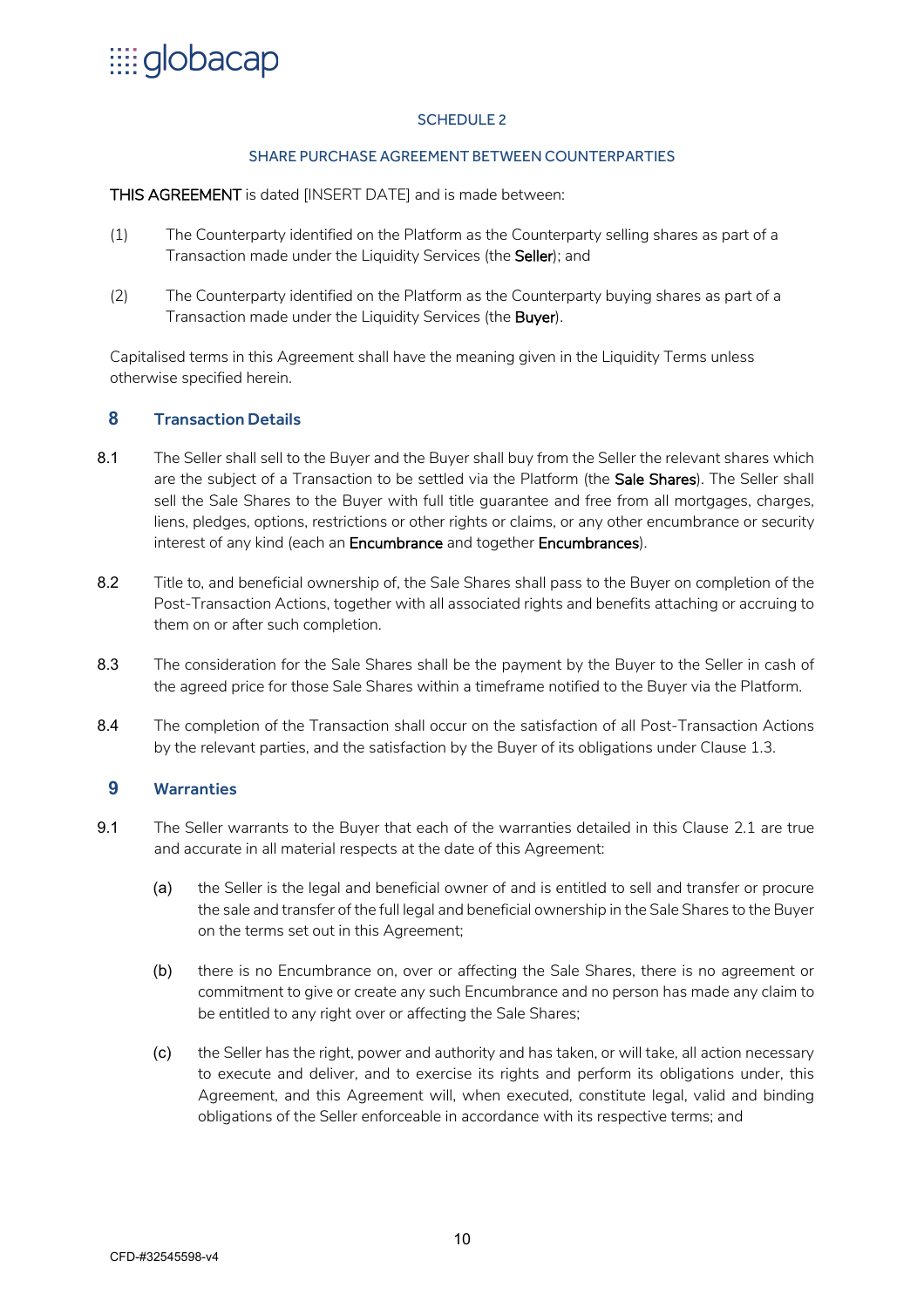SCHEDULE 2

SHARE PURCHASE AGREEMENT BETWEEN COUNTERPARTIES

**THIS AGREEMENT** is dated [INSERT DATE] and is made between:

(1) The Counterparty identified on the Platform as the Counterparty selling shares as part of a Transaction made under the Liquidity Services (the **Seller**); and

(2) The Counterparty identified on the Platform as the Counterparty buying shares as part of a Transaction made under the Liquidity Services (the **Buyer**).

Capitalised terms in this Agreement shall have the meaning given in the Liquidity Terms unless otherwise specified herein.

## 8 Transaction Details

8.1 The Seller shall sell to the Buyer and the Buyer shall buy from the Seller the relevant shares which are the subject of a Transaction to be settled via the Platform (the **Sale Shares**). The Seller shall sell the Sale Shares to the Buyer with full title guarantee and free from all mortgages, charges, liens, pledges, options, restrictions or other rights or claims, or any other encumbrance or security interest of any kind (each an **Encumbrance** and together **Encumbrances**).

8.2 Title to, and beneficial ownership of, the Sale Shares shall pass to the Buyer on completion of the Post-Transaction Actions, together with all associated rights and benefits attaching or accruing to them on or after such completion.

8.3 The consideration for the Sale Shares shall be the payment by the Buyer to the Seller in cash of the agreed price for those Sale Shares within a timeframe notified to the Buyer via the Platform.

8.4 The completion of the Transaction shall occur on the satisfaction of all Post-Transaction Actions by the relevant parties, and the satisfaction by the Buyer of its obligations under Clause 1.3.

## 9 Warranties

9.1 The Seller warrants to the Buyer that each of the warranties detailed in this Clause 2.1 are true and accurate in all material respects at the date of this Agreement:

(a) the Seller is the legal and beneficial owner of and is entitled to sell and transfer or procure the sale and transfer of the full legal and beneficial ownership in the Sale Shares to the Buyer on the terms set out in this Agreement;

(b) there is no Encumbrance on, over or affecting the Sale Shares, there is no agreement or commitment to give or create any such Encumbrance and no person has made any claim to be entitled to any right over or affecting the Sale Shares;

(c) the Seller has the right, power and authority and has taken, or will take, all action necessary to execute and deliver, and to exercise its rights and perform its obligations under, this Agreement, and this Agreement will, when executed, constitute legal, valid and binding obligations of the Seller enforceable in accordance with its respective terms; and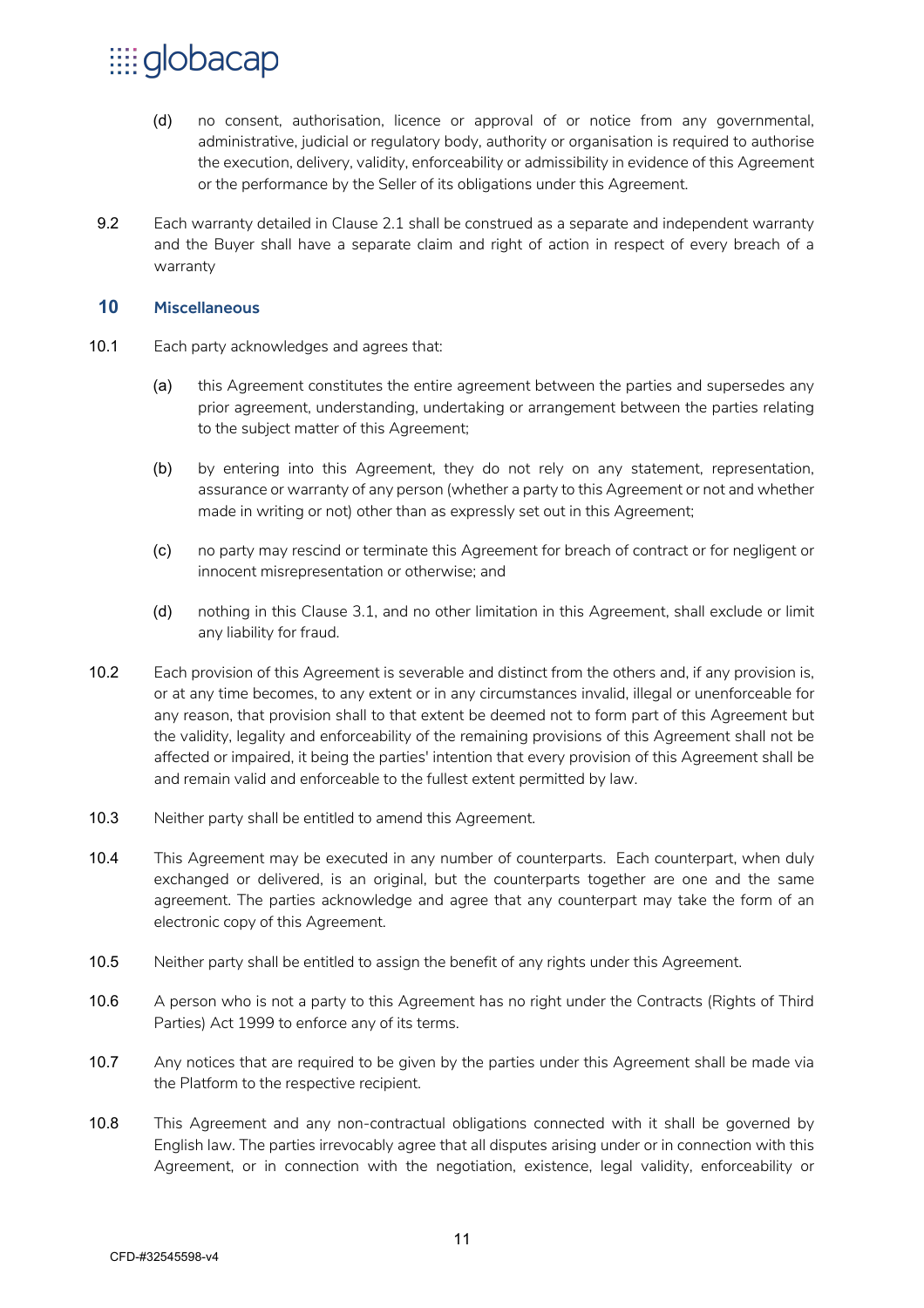(d) no consent, authorisation, licence or approval of or notice from any governmental, administrative, judicial or regulatory body, authority or organisation is required to authorise the execution, delivery, validity, enforceability or admissibility in evidence of this Agreement or the performance by the Seller of its obligations under this Agreement.

9.2 Each warranty detailed in Clause 2.1 shall be construed as a separate and independent warranty and the Buyer shall have a separate claim and right of action in respect of every breach of a warranty

## 10 Miscellaneous

10.1 Each party acknowledges and agrees that:

(a) this Agreement constitutes the entire agreement between the parties and supersedes any prior agreement, understanding, undertaking or arrangement between the parties relating to the subject matter of this Agreement;

(b) by entering into this Agreement, they do not rely on any statement, representation, assurance or warranty of any person (whether a party to this Agreement or not and whether made in writing or not) other than as expressly set out in this Agreement;

(c) no party may rescind or terminate this Agreement for breach of contract or for negligent or innocent misrepresentation or otherwise; and

(d) nothing in this Clause 3.1, and no other limitation in this Agreement, shall exclude or limit any liability for fraud.

10.2 Each provision of this Agreement is severable and distinct from the others and, if any provision is, or at any time becomes, to any extent or in any circumstances invalid, illegal or unenforceable for any reason, that provision shall to that extent be deemed not to form part of this Agreement but the validity, legality and enforceability of the remaining provisions of this Agreement shall not be affected or impaired, it being the parties' intention that every provision of this Agreement shall be and remain valid and enforceable to the fullest extent permitted by law.

10.3 Neither party shall be entitled to amend this Agreement.

10.4 This Agreement may be executed in any number of counterparts. Each counterpart, when duly exchanged or delivered, is an original, but the counterparts together are one and the same agreement. The parties acknowledge and agree that any counterpart may take the form of an electronic copy of this Agreement.

10.5 Neither party shall be entitled to assign the benefit of any rights under this Agreement.

10.6 A person who is not a party to this Agreement has no right under the Contracts (Rights of Third Parties) Act 1999 to enforce any of its terms.

10.7 Any notices that are required to be given by the parties under this Agreement shall be made via the Platform to the respective recipient.

10.8 This Agreement and any non-contractual obligations connected with it shall be governed by English law. The parties irrevocably agree that all disputes arising under or in connection with this Agreement, or in connection with the negotiation, existence, legal validity, enforceability or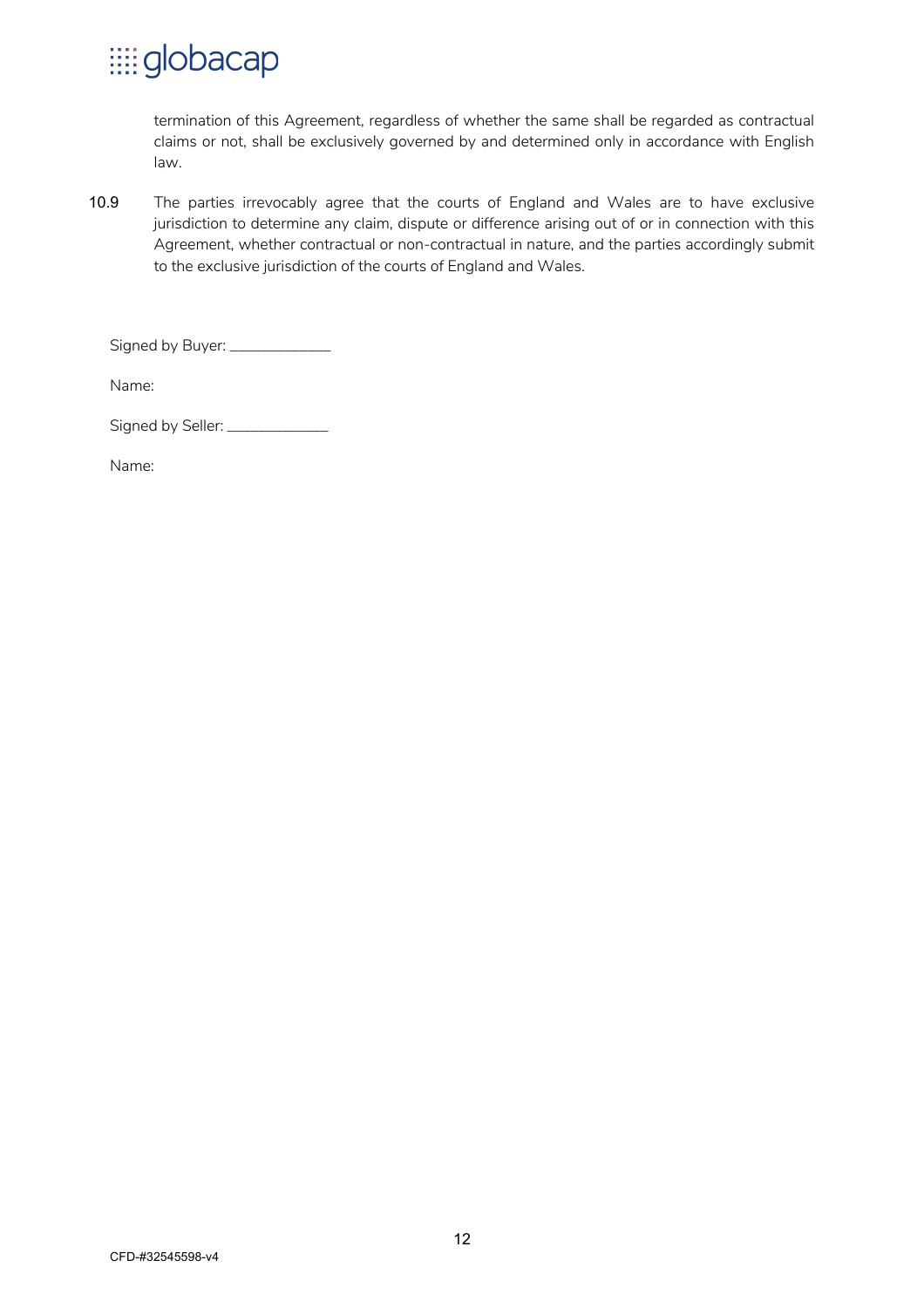termination of this Agreement, regardless of whether the same shall be regarded as contractual claims or not, shall be exclusively governed by and determined only in accordance with English law.

10.9 The parties irrevocably agree that the courts of England and Wales are to have exclusive jurisdiction to determine any claim, dispute or difference arising out of or in connection with this Agreement, whether contractual or non-contractual in nature, and the parties accordingly submit to the exclusive jurisdiction of the courts of England and Wales.

Signed by Buyer: _____________

Name:

Signed by Seller: _____________

Name:

CFD-#32545598-v4